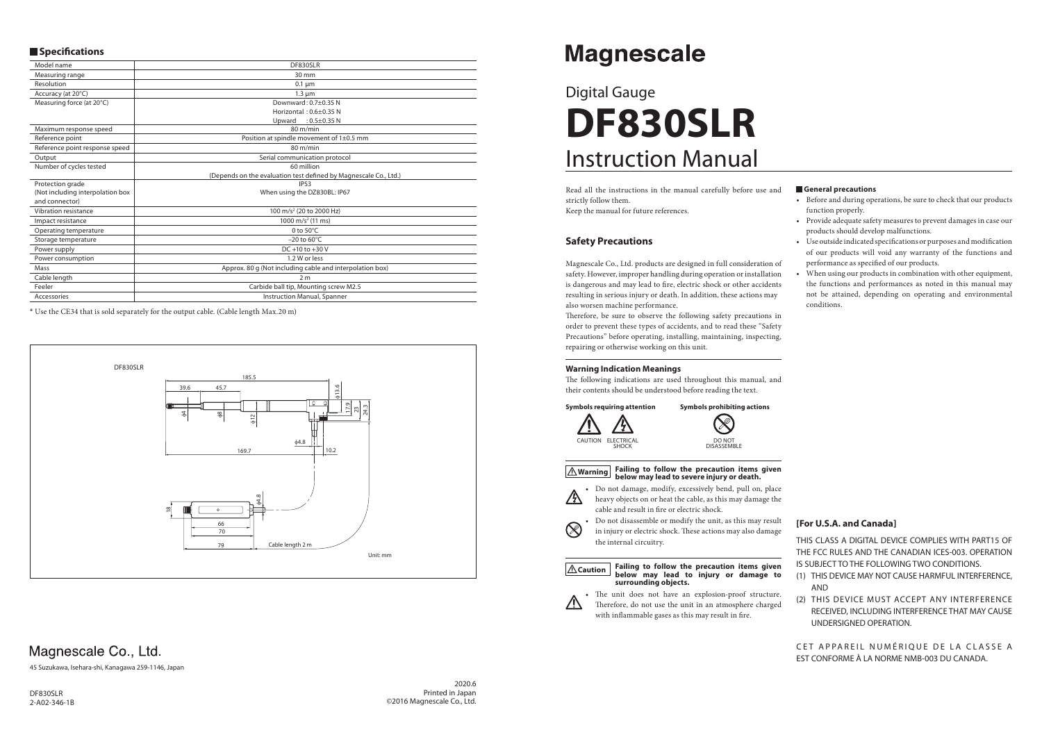# Magnescale

## Digital Gauge

# DF830SLR

# Instruction Manual

Read all the instructions in the manual carefully before use and strictly follow them.
Keep the manual for future references.

## Safety Precautions

Magnescale Co., Ltd. products are designed in full consideration of safety. However, improper handling during operation or installation is dangerous and may lead to fire, electric shock or other accidents resulting in serious injury or death. In addition, these actions may also worsen machine performance.

Therefore, be sure to observe the following safety precautions in order to prevent these types of accidents, and to read these "Safety Precautions" before operating, installing, maintaining, inspecting, repairing or otherwise working on this unit.

### Warning Indication Meanings

The following indications are used throughout this manual, and their contents should be understood before reading the text.

**Symbols requiring attention**: CAUTION, ELECTRICAL SHOCK

**Symbols prohibiting actions**: DO NOT DISASSEMBLE

**⚠Warning** **Failing to follow the precaution items given below may lead to severe injury or death.**

- Do not damage, modify, excessively bend, pull on, place heavy objects on or heat the cable, as this may damage the cable and result in fire or electric shock.
- Do not disassemble or modify the unit, as this may result in injury or electric shock. These actions may also damage the internal circuitry.

**⚠Caution** **Failing to follow the precaution items given below may lead to injury or damage to surrounding objects.**

- The unit does not have an explosion-proof structure. Therefore, do not use the unit in an atmosphere charged with inflammable gases as this may result in fire.

### General precautions

- Before and during operations, be sure to check that our products function properly.
- Provide adequate safety measures to prevent damages in case our products should develop malfunctions.
- Use outside indicated specifications or purposes and modification of our products will void any warranty of the functions and performance as specified of our products.
- When using our products in combination with other equipment, the functions and performances as noted in this manual may not be attained, depending on operating and environmental conditions.

### [For U.S.A. and Canada]

THIS CLASS A DIGITAL DEVICE COMPLIES WITH PART15 OF THE FCC RULES AND THE CANADIAN ICES-003. OPERATION IS SUBJECT TO THE FOLLOWING TWO CONDITIONS.

(1) THIS DEVICE MAY NOT CAUSE HARMFUL INTERFERENCE, AND
(2) THIS DEVICE MUST ACCEPT ANY INTERFERENCE RECEIVED, INCLUDING INTERFERENCE THAT MAY CAUSE UNDERSIGNED OPERATION.

CET APPAREIL NUMÉRIQUE DE LA CLASSE A EST CONFORME À LA NORME NMB-003 DU CANADA.

## Specifications

| Model name | DF830SLR |
|---|---|
| Measuring range | 30 mm |
| Resolution | 0.1 μm |
| Accuracy (at 20°C) | 1.3 μm |
| Measuring force (at 20°C) | Downward : 0.7±0.35 N<br>Horizontal : 0.6±0.35 N<br>Upward : 0.5±0.35 N |
| Maximum response speed | 80 m/min |
| Reference point | Position at spindle movement of 1±0.5 mm |
| Reference point response speed | 80 m/min |
| Output | Serial communication protocol |
| Number of cycles tested | 60 million<br>(Depends on the evaluation test defined by Magnescale Co., Ltd.) |
| Protection grade<br>(Not including interpolation box and connector) | IP53<br>When using the DZ830BL: IP67 |
| Vibration resistance | 100 m/s² (20 to 2000 Hz) |
| Impact resistance | 1000 m/s² (11 ms) |
| Operating temperature | 0 to 50°C |
| Storage temperature | –20 to 60°C |
| Power supply | DC +10 to +30 V |
| Power consumption | 1.2 W or less |
| Mass | Approx. 80 g (Not including cable and interpolation box) |
| Cable length | 2 m |
| Feeler | Carbide ball tip, Mounting screw M2.5 |
| Accessories | Instruction Manual, Spanner |

\* Use the CE34 that is sold separately for the output cable. (Cable length Max.20 m)

DF830SLR

185.5, 39.6, 45.7, φ13.6, φ4, φ8, φ12, 17.9, 23, 24.3, φ4.8, 169.7, 10.2, 18, φ4.8, 66, 70, 79, Cable length 2 m

Unit: mm

Magnescale Co., Ltd.

45 Suzukawa, Isehara-shi, Kanagawa 259-1146, Japan

DF830SLR
2-A02-346-1B

2020.6
Printed in Japan
©2016 Magnescale Co., Ltd.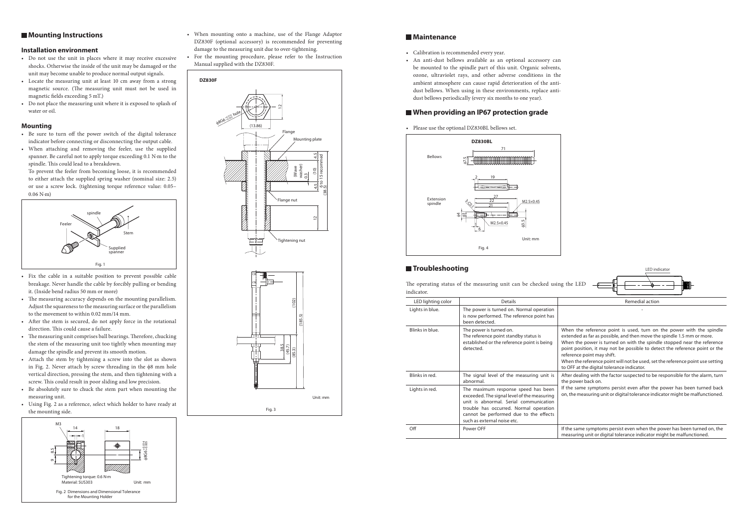## Mounting Instructions

### Installation environment

- Do not use the unit in places where it may receive excessive shocks. Otherwise the inside of the unit may be damaged or the unit may become unable to produce normal output signals.
- Locate the measuring unit at least 10 cm away from a strong magnetic source. (The measuring unit must not be used in magnetic fields exceeding 5 mT.)
- Do not place the measuring unit where it is exposed to splash of water or oil.

### Mounting

- Be sure to turn off the power switch of the digital tolerance indicator before connecting or disconnecting the output cable.
- When attaching and removing the feeler, use the supplied spanner. Be careful not to apply torque exceeding 0.1 N·m to the spindle. This could lead to a breakdown.
  To prevent the feeler from becoming loose, it is recommended to either attach the supplied spring washer (nominal size: 2.5) or use a screw lock. (tightening torque reference value: 0.05–0.06 N·m)

spindle
Feeler
Stem
Supplied spanner

Fig. 1

- Fix the cable in a suitable position to prevent possible cable breakage. Never handle the cable by forcibly pulling or bending it. (Inside bend radius 50 mm or more)
- The measuring accuracy depends on the mounting parallelism. Adjust the squareness to the measuring surface or the parallelism to the movement to within 0.02 mm/14 mm.
- After the stem is secured, do not apply force in the rotational direction. This could cause a failure.
- The measuring unit comprises ball bearings. Therefore, chucking the stem of the measuring unit too tightly when mounting may damage the spindle and prevent its smooth motion.
- Attach the stem by tightening a screw into the slot as shown in Fig. 2. Never attach by screw threading in the ϕ8 mm hole vertical direction, pressing the stem, and then tightening with a screw. This could result in poor sliding and low precision.
- Be absolutely sure to chuck the stem part when mounting the measuring unit.
- Using Fig. 2 as a reference, select which holder to have ready at the mounting side.

M3
14
18
8.5
9
$\phi 8G6^{+0.014}_{+0.005}$
Tightening torque: 0.6 N·m
Material: SUS303
Unit: mm

Fig. 2 Dimensions and Dimensional Tolerance for the Mounting Holder

- When mounting onto a machine, use of the Flange Adaptor DZ830F (optional accessory) is recommended for preventing damage to the measuring unit due to over-tightening.
- For the mounting procedure, please refer to the Instruction Manual supplied with the DZ830F.

**DZ830F**

$\phi 8G6^{+0.014}_{+0.005}$ hole
12
(13.86)
Flange
Mounting plate
(Wave washer)
0.3
4.5
(10)
4.5
6 to 15 recommended
(38.5)
Flange nut
12
Tightening nut
(102)
(185.5)
38.5
(45.7)
(85.3)
Unit: mm

Fig. 3

## Maintenance

- Calibration is recommended every year.
- An anti-dust bellows available as an optional accessory can be mounted to the spindle part of this unit. Organic solvents, ozone, ultraviolet rays, and other adverse conditions in the ambient atmosphere can cause rapid deterioration of the anti-dust bellows. When using in these environments, replace anti-dust bellows periodically (every six months to one year).

## When providing an IP67 protection grade

- Please use the optional DZ830BL bellows set.

**DZ830BL**

Bellows
71
ϕ7.5
2
19
Extension spindle
27
22
21
3-C0.1
ϕ4
ϕ3
M2.5×0.45
M2.5×0.45
6
ϕ3.5
Unit: mm

Fig. 4

## Troubleshooting

LED indicator

The operating status of the measuring unit can be checked using the LED indicator.

| LED lighting color | Details | Remedial action |
|---|---|---|
| Lights in blue. | The power is turned on. Normal operation is now performed. The reference point has been detected. | - |
| Blinks in blue. | The power is turned on.<br>The reference point standby status is established or the reference point is being detected. | When the reference point is used, turn on the power with the spindle extended as far as possible, and then move the spindle 1.5 mm or more.<br>When the power is turned on with the spindle stopped near the reference point position, it may not be possible to detect the reference point or the reference point may shift.<br>When the reference point will not be used, set the reference point use setting to OFF at the digital tolerance indicator. |
| Blinks in red. | The signal level of the measuring unit is abnormal. | After dealing with the factor suspected to be responsible for the alarm, turn the power back on.<br>If the same symptoms persist even after the power has been turned back on, the measuring unit or digital tolerance indicator might be malfunctioned. |
| Lights in red. | The maximum response speed has been exceeded. The signal level of the measuring unit is abnormal. Serial communication trouble has occurred. Normal operation cannot be performed due to the effects such as external noise etc. | |
| Off | Power OFF | If the same symptoms persist even when the power has been turned on, the measuring unit or digital tolerance indicator might be malfunctioned. |